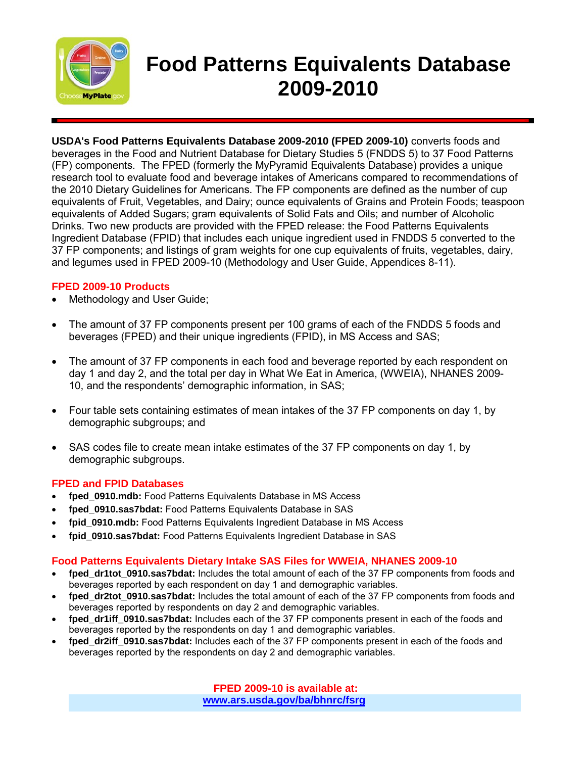# Food Patterns Equivalents Database 2009-2010

**USDA's Food Patterns Equivalents Database 2009-2010 (FPED 2009-10)** converts foods and beverages in the Food and Nutrient Database for Dietary Studies 5 (FNDDS 5) to 37 Food Patterns (FP) components. The FPED (formerly the MyPyramid Equivalents Database) provides a unique research tool to evaluate food and beverage intakes of Americans compared to recommendations of the 2010 Dietary Guidelines for Americans. The FP components are defined as the number of cup equivalents of Fruit, Vegetables, and Dairy; ounce equivalents of Grains and Protein Foods; teaspoon equivalents of Added Sugars; gram equivalents of Solid Fats and Oils; and number of Alcoholic Drinks. Two new products are provided with the FPED release: the Food Patterns Equivalents Ingredient Database (FPID) that includes each unique ingredient used in FNDDS 5 converted to the 37 FP components; and listings of gram weights for one cup equivalents of fruits, vegetables, dairy, and legumes used in FPED 2009-10 (Methodology and User Guide, Appendices 8-11).

## FPED 2009-10 Products

- Methodology and User Guide;
- The amount of 37 FP components present per 100 grams of each of the FNDDS 5 foods and beverages (FPED) and their unique ingredients (FPID), in MS Access and SAS;
- The amount of 37 FP components in each food and beverage reported by each respondent on day 1 and day 2, and the total per day in What We Eat in America, (WWEIA), NHANES 2009-10, and the respondents' demographic information, in SAS;
- Four table sets containing estimates of mean intakes of the 37 FP components on day 1, by demographic subgroups; and
- SAS codes file to create mean intake estimates of the 37 FP components on day 1, by demographic subgroups.

## FPED and FPID Databases

- **fped_0910.mdb:** Food Patterns Equivalents Database in MS Access
- **fped_0910.sas7bdat:** Food Patterns Equivalents Database in SAS
- **fpid_0910.mdb:** Food Patterns Equivalents Ingredient Database in MS Access
- **fpid_0910.sas7bdat:** Food Patterns Equivalents Ingredient Database in SAS

## Food Patterns Equivalents Dietary Intake SAS Files for WWEIA, NHANES 2009-10

- **fped_dr1tot_0910.sas7bdat:** Includes the total amount of each of the 37 FP components from foods and beverages reported by each respondent on day 1 and demographic variables.
- **fped_dr2tot_0910.sas7bdat:** Includes the total amount of each of the 37 FP components from foods and beverages reported by respondents on day 2 and demographic variables.
- **fped_dr1iff_0910.sas7bdat:** Includes each of the 37 FP components present in each of the foods and beverages reported by the respondents on day 1 and demographic variables.
- **fped_dr2iff_0910.sas7bdat:** Includes each of the 37 FP components present in each of the foods and beverages reported by the respondents on day 2 and demographic variables.

**FPED 2009-10 is available at:**
**www.ars.usda.gov/ba/bhnrc/fsrg**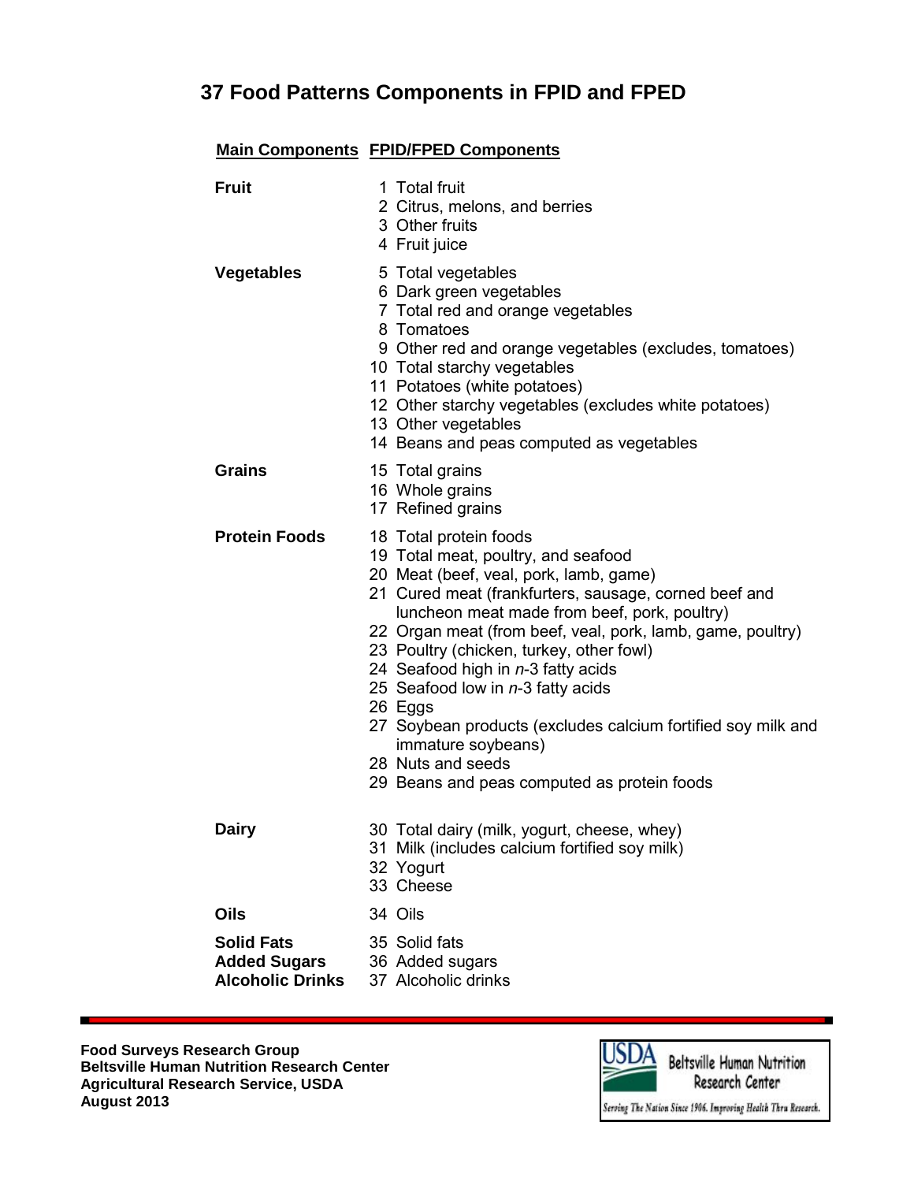# 37 Food Patterns Components in FPID and FPED

| Main Components | FPID/FPED Components |
|---|---|
| **Fruit** | 1 Total fruit |
| | 2 Citrus, melons, and berries |
| | 3 Other fruits |
| | 4 Fruit juice |
| **Vegetables** | 5 Total vegetables |
| | 6 Dark green vegetables |
| | 7 Total red and orange vegetables |
| | 8 Tomatoes |
| | 9 Other red and orange vegetables (excludes, tomatoes) |
| | 10 Total starchy vegetables |
| | 11 Potatoes (white potatoes) |
| | 12 Other starchy vegetables (excludes white potatoes) |
| | 13 Other vegetables |
| | 14 Beans and peas computed as vegetables |
| **Grains** | 15 Total grains |
| | 16 Whole grains |
| | 17 Refined grains |
| **Protein Foods** | 18 Total protein foods |
| | 19 Total meat, poultry, and seafood |
| | 20 Meat (beef, veal, pork, lamb, game) |
| | 21 Cured meat (frankfurters, sausage, corned beef and luncheon meat made from beef, pork, poultry) |
| | 22 Organ meat (from beef, veal, pork, lamb, game, poultry) |
| | 23 Poultry (chicken, turkey, other fowl) |
| | 24 Seafood high in *n*-3 fatty acids |
| | 25 Seafood low in *n*-3 fatty acids |
| | 26 Eggs |
| | 27 Soybean products (excludes calcium fortified soy milk and immature soybeans) |
| | 28 Nuts and seeds |
| | 29 Beans and peas computed as protein foods |
| **Dairy** | 30 Total dairy (milk, yogurt, cheese, whey) |
| | 31 Milk (includes calcium fortified soy milk) |
| | 32 Yogurt |
| | 33 Cheese |
| **Oils** | 34 Oils |
| **Solid Fats** | 35 Solid fats |
| **Added Sugars** | 36 Added sugars |
| **Alcoholic Drinks** | 37 Alcoholic drinks |

**Food Surveys Research Group**
**Beltsville Human Nutrition Research Center**
**Agricultural Research Service, USDA**
**August 2013**

USDA Beltsville Human Nutrition Research Center
Serving The Nation Since 1906. Improving Health Thru Research.